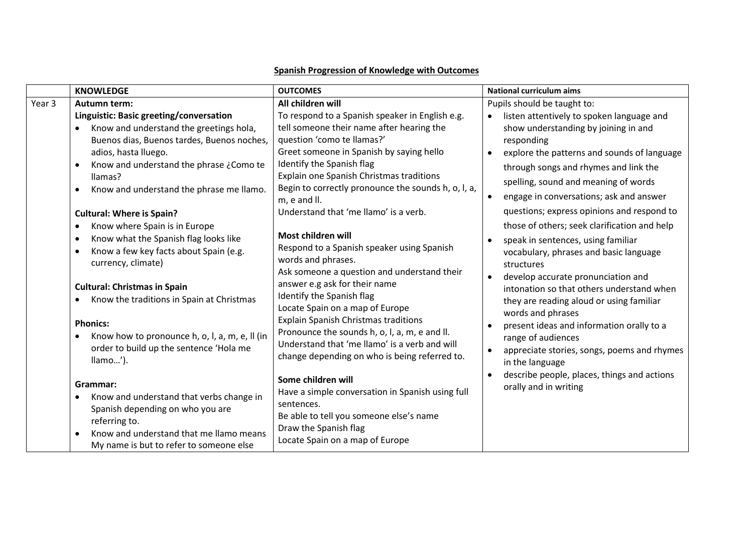## **Spanish Progression of Knowledge with Outcomes**

| | **KNOWLEDGE** | **OUTCOMES** | **National curriculum aims** |
|---|---|---|---|
| Year 3 | **Autumn term:**<br>**Linguistic: Basic greeting/conversation**<br>• Know and understand the greetings hola, Buenos dias, Buenos tardes, Buenos noches, adios, hasta lluego.<br>• Know and understand the phrase ¿Como te llamas?<br>• Know and understand the phrase me llamo.<br><br>**Cultural: Where is Spain?**<br>• Know where Spain is in Europe<br>• Know what the Spanish flag looks like<br>• Know a few key facts about Spain (e.g. currency, climate)<br><br>**Cultural: Christmas in Spain**<br>• Know the traditions in Spain at Christmas<br><br>**Phonics:**<br>• Know how to pronounce h, o, l, a, m, e, ll (in order to build up the sentence 'Hola me llamo…').<br><br>**Grammar:**<br>• Know and understand that verbs change in Spanish depending on who you are referring to.<br>• Know and understand that me llamo means My name is but to refer to someone else | **All children will**<br>To respond to a Spanish speaker in English e.g. tell someone their name after hearing the question 'como te llamas?'<br>Greet someone in Spanish by saying hello<br>Identify the Spanish flag<br>Explain one Spanish Christmas traditions<br>Begin to correctly pronounce the sounds h, o, l, a, m, e and ll.<br>Understand that 'me llamo' is a verb.<br><br>**Most children will**<br>Respond to a Spanish speaker using Spanish words and phrases.<br>Ask someone a question and understand their answer e.g ask for their name<br>Identify the Spanish flag<br>Locate Spain on a map of Europe<br>Explain Spanish Christmas traditions<br>Pronounce the sounds h, o, l, a, m, e and ll.<br>Understand that 'me llamo' is a verb and will change depending on who is referred to.<br><br>**Some children will**<br>Have a simple conversation in Spanish using full sentences.<br>Be able to tell you someone else's name<br>Draw the Spanish flag<br>Locate Spain on a map of Europe | Pupils should be taught to:<br>• listen attentively to spoken language and show understanding by joining in and responding<br>• explore the patterns and sounds of language through songs and rhymes and link the spelling, sound and meaning of words<br>• engage in conversations; ask and answer questions; express opinions and respond to those of others; seek clarification and help<br>• speak in sentences, using familiar vocabulary, phrases and basic language structures<br>• develop accurate pronunciation and intonation so that others understand when they are reading aloud or using familiar words and phrases<br>• present ideas and information orally to a range of audiences<br>• appreciate stories, songs, poems and rhymes in the language<br>• describe people, places, things and actions orally and in writing |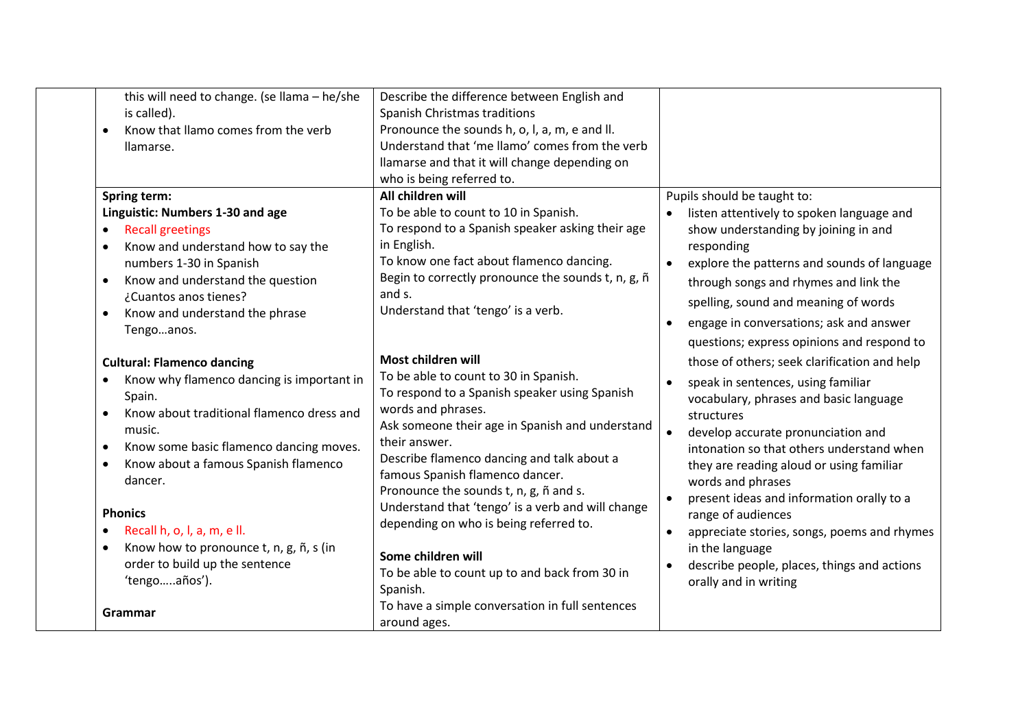| | | | |
|---|---|---|---|
| | this will need to change. (se llama – he/she is called).<br>• Know that llamo comes from the verb llamarse. | Describe the difference between English and Spanish Christmas traditions<br>Pronounce the sounds h, o, l, a, m, e and ll.<br>Understand that 'me llamo' comes from the verb llamarse and that it will change depending on who is being referred to. | |
| | **Spring term:**<br>**Linguistic: Numbers 1-30 and age**<br>• Recall greetings<br>• Know and understand how to say the numbers 1-30 in Spanish<br>• Know and understand the question ¿Cuantos anos tienes?<br>• Know and understand the phrase Tengo…anos.<br><br>**Cultural: Flamenco dancing**<br>• Know why flamenco dancing is important in Spain.<br>• Know about traditional flamenco dress and music.<br>• Know some basic flamenco dancing moves.<br>• Know about a famous Spanish flamenco dancer.<br><br>**Phonics**<br>• Recall h, o, l, a, m, e ll.<br>• Know how to pronounce t, n, g, ñ, s (in order to build up the sentence 'tengo…..años').<br><br>**Grammar** | **All children will**<br>To be able to count to 10 in Spanish.<br>To respond to a Spanish speaker asking their age in English.<br>To know one fact about flamenco dancing.<br>Begin to correctly pronounce the sounds t, n, g, ñ and s.<br>Understand that 'tengo' is a verb.<br><br>**Most children will**<br>To be able to count to 30 in Spanish.<br>To respond to a Spanish speaker using Spanish words and phrases.<br>Ask someone their age in Spanish and understand their answer.<br>Describe flamenco dancing and talk about a famous Spanish flamenco dancer.<br>Pronounce the sounds t, n, g, ñ and s.<br>Understand that 'tengo' is a verb and will change depending on who is being referred to.<br><br>**Some children will**<br>To be able to count up to and back from 30 in Spanish.<br>To have a simple conversation in full sentences around ages. | Pupils should be taught to:<br>• listen attentively to spoken language and show understanding by joining in and responding<br>• explore the patterns and sounds of language through songs and rhymes and link the spelling, sound and meaning of words<br>• engage in conversations; ask and answer questions; express opinions and respond to those of others; seek clarification and help<br>• speak in sentences, using familiar vocabulary, phrases and basic language structures<br>• develop accurate pronunciation and intonation so that others understand when they are reading aloud or using familiar words and phrases<br>• present ideas and information orally to a range of audiences<br>• appreciate stories, songs, poems and rhymes in the language<br>• describe people, places, things and actions orally and in writing |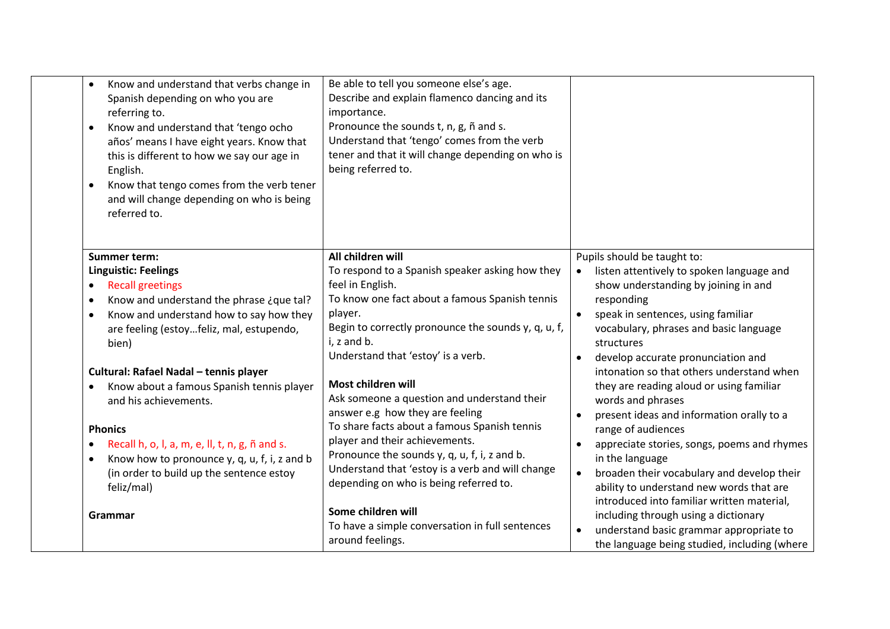|  |  |  |  |
|---|---|---|---|
|  | • Know and understand that verbs change in Spanish depending on who you are referring to.<br>• Know and understand that 'tengo ocho años' means I have eight years. Know that this is different to how we say our age in English.<br>• Know that tengo comes from the verb tener and will change depending on who is being referred to. | Be able to tell you someone else's age.<br>Describe and explain flamenco dancing and its importance.<br>Pronounce the sounds t, n, g, ñ and s.<br>Understand that 'tengo' comes from the verb tener and that it will change depending on who is being referred to. |  |
|  | **Summer term:**<br>**Linguistic: Feelings**<br>• Recall greetings<br>• Know and understand the phrase ¿que tal?<br>• Know and understand how to say how they are feeling (estoy…feliz, mal, estupendo, bien)<br><br>**Cultural: Rafael Nadal – tennis player**<br>• Know about a famous Spanish tennis player and his achievements.<br><br>**Phonics**<br>• Recall h, o, l, a, m, e, ll, t, n, g, ñ and s.<br>• Know how to pronounce y, q, u, f, i, z and b (in order to build up the sentence estoy feliz/mal)<br><br>**Grammar** | **All children will**<br>To respond to a Spanish speaker asking how they feel in English.<br>To know one fact about a famous Spanish tennis player.<br>Begin to correctly pronounce the sounds y, q, u, f, i, z and b.<br>Understand that 'estoy' is a verb.<br><br>**Most children will**<br>Ask someone a question and understand their answer e.g how they are feeling<br>To share facts about a famous Spanish tennis player and their achievements.<br>Pronounce the sounds y, q, u, f, i, z and b.<br>Understand that 'estoy is a verb and will change depending on who is being referred to.<br><br>**Some children will**<br>To have a simple conversation in full sentences around feelings. | Pupils should be taught to:<br>• listen attentively to spoken language and show understanding by joining in and responding<br>• speak in sentences, using familiar vocabulary, phrases and basic language structures<br>• develop accurate pronunciation and intonation so that others understand when they are reading aloud or using familiar words and phrases<br>• present ideas and information orally to a range of audiences<br>• appreciate stories, songs, poems and rhymes in the language<br>• broaden their vocabulary and develop their ability to understand new words that are introduced into familiar written material, including through using a dictionary<br>• understand basic grammar appropriate to the language being studied, including (where |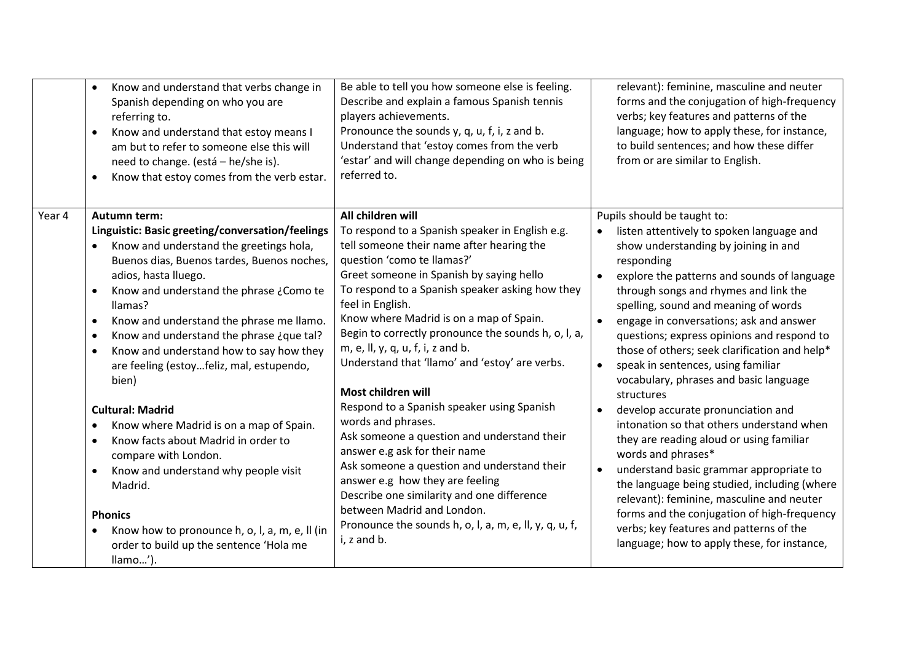| | | | |
|---|---|---|---|
| | • Know and understand that verbs change in Spanish depending on who you are referring to.<br>• Know and understand that estoy means I am but to refer to someone else this will need to change. (está – he/she is).<br>• Know that estoy comes from the verb estar. | Be able to tell you how someone else is feeling.<br>Describe and explain a famous Spanish tennis players achievements.<br>Pronounce the sounds y, q, u, f, i, z and b.<br>Understand that 'estoy comes from the verb 'estar' and will change depending on who is being referred to. | relevant): feminine, masculine and neuter forms and the conjugation of high-frequency verbs; key features and patterns of the language; how to apply these, for instance, to build sentences; and how these differ from or are similar to English. |
| Year 4 | **Autumn term:**<br>**Linguistic: Basic greeting/conversation/feelings**<br>• Know and understand the greetings hola, Buenos dias, Buenos tardes, Buenos noches, adios, hasta lluego.<br>• Know and understand the phrase ¿Como te llamas?<br>• Know and understand the phrase me llamo.<br>• Know and understand the phrase ¿que tal?<br>• Know and understand how to say how they are feeling (estoy…feliz, mal, estupendo, bien)<br><br>**Cultural: Madrid**<br>• Know where Madrid is on a map of Spain.<br>• Know facts about Madrid in order to compare with London.<br>• Know and understand why people visit Madrid.<br><br>**Phonics**<br>• Know how to pronounce h, o, l, a, m, e, ll (in order to build up the sentence 'Hola me llamo…'). | **All children will**<br>To respond to a Spanish speaker in English e.g. tell someone their name after hearing the question 'como te llamas?'<br>Greet someone in Spanish by saying hello<br>To respond to a Spanish speaker asking how they feel in English.<br>Know where Madrid is on a map of Spain.<br>Begin to correctly pronounce the sounds h, o, l, a, m, e, ll, y, q, u, f, i, z and b.<br>Understand that 'llamo' and 'estoy' are verbs.<br><br>**Most children will**<br>Respond to a Spanish speaker using Spanish words and phrases.<br>Ask someone a question and understand their answer e.g ask for their name<br>Ask someone a question and understand their answer e.g how they are feeling<br>Describe one similarity and one difference between Madrid and London.<br>Pronounce the sounds h, o, l, a, m, e, ll, y, q, u, f, i, z and b. | Pupils should be taught to:<br>• listen attentively to spoken language and show understanding by joining in and responding<br>• explore the patterns and sounds of language through songs and rhymes and link the spelling, sound and meaning of words<br>• engage in conversations; ask and answer questions; express opinions and respond to those of others; seek clarification and help*<br>• speak in sentences, using familiar vocabulary, phrases and basic language structures<br>• develop accurate pronunciation and intonation so that others understand when they are reading aloud or using familiar words and phrases*<br>• understand basic grammar appropriate to the language being studied, including (where relevant): feminine, masculine and neuter forms and the conjugation of high-frequency verbs; key features and patterns of the language; how to apply these, for instance, |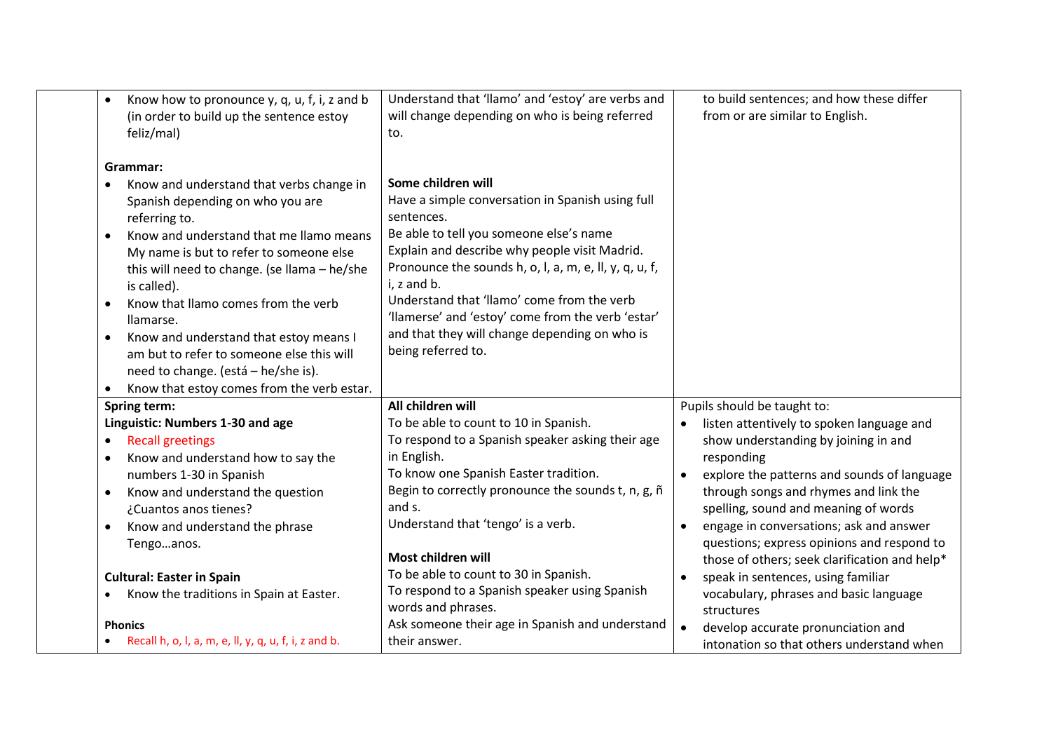| | | | |
|---|---|---|---|
| | • Know how to pronounce y, q, u, f, i, z and b (in order to build up the sentence estoy feliz/mal)<br><br>**Grammar:**<br>• Know and understand that verbs change in Spanish depending on who you are referring to.<br>• Know and understand that me llamo means My name is but to refer to someone else this will need to change. (se llama – he/she is called).<br>• Know that llamo comes from the verb llamarse.<br>• Know and understand that estoy means I am but to refer to someone else this will need to change. (está – he/she is).<br>• Know that estoy comes from the verb estar. | Understand that 'llamo' and 'estoy' are verbs and will change depending on who is being referred to.<br><br>**Some children will**<br>Have a simple conversation in Spanish using full sentences.<br>Be able to tell you someone else's name<br>Explain and describe why people visit Madrid.<br>Pronounce the sounds h, o, l, a, m, e, ll, y, q, u, f, i, z and b.<br>Understand that 'llamo' come from the verb 'llamerse' and 'estoy' come from the verb 'estar' and that they will change depending on who is being referred to. | to build sentences; and how these differ from or are similar to English. |
| | **Spring term:**<br>**Linguistic: Numbers 1-30 and age**<br>• Recall greetings<br>• Know and understand how to say the numbers 1-30 in Spanish<br>• Know and understand the question ¿Cuantos anos tienes?<br>• Know and understand the phrase Tengo…anos.<br><br>**Cultural: Easter in Spain**<br>• Know the traditions in Spain at Easter.<br><br>**Phonics**<br>• Recall h, o, l, a, m, e, ll, y, q, u, f, i, z and b. | **All children will**<br>To be able to count to 10 in Spanish.<br>To respond to a Spanish speaker asking their age in English.<br>To know one Spanish Easter tradition.<br>Begin to correctly pronounce the sounds t, n, g, ñ and s.<br>Understand that 'tengo' is a verb.<br><br>**Most children will**<br>To be able to count to 30 in Spanish.<br>To respond to a Spanish speaker using Spanish words and phrases.<br>Ask someone their age in Spanish and understand their answer. | Pupils should be taught to:<br>• listen attentively to spoken language and show understanding by joining in and responding<br>• explore the patterns and sounds of language through songs and rhymes and link the spelling, sound and meaning of words<br>• engage in conversations; ask and answer questions; express opinions and respond to those of others; seek clarification and help*<br>• speak in sentences, using familiar vocabulary, phrases and basic language structures<br>• develop accurate pronunciation and intonation so that others understand when |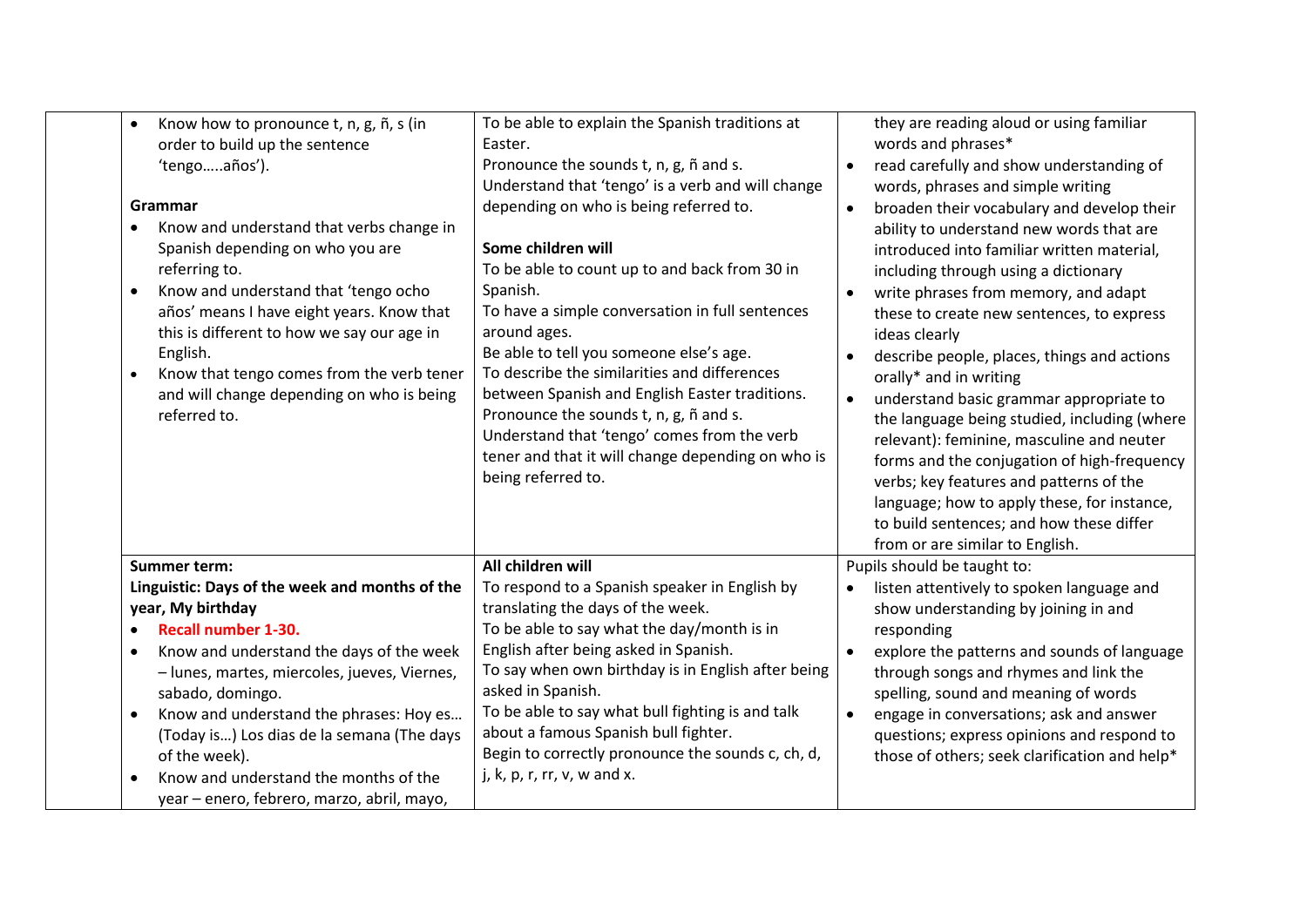| | | | |
|---|---|---|---|
| | • Know how to pronounce t, n, g, ñ, s (in order to build up the sentence 'tengo…..años').<br><br>**Grammar**<br>• Know and understand that verbs change in Spanish depending on who you are referring to.<br>• Know and understand that 'tengo ocho años' means I have eight years. Know that this is different to how we say our age in English.<br>• Know that tengo comes from the verb tener and will change depending on who is being referred to. | To be able to explain the Spanish traditions at Easter.<br>Pronounce the sounds t, n, g, ñ and s.<br>Understand that 'tengo' is a verb and will change depending on who is being referred to.<br><br>**Some children will**<br>To be able to count up to and back from 30 in Spanish.<br>To have a simple conversation in full sentences around ages.<br>Be able to tell you someone else's age.<br>To describe the similarities and differences between Spanish and English Easter traditions.<br>Pronounce the sounds t, n, g, ñ and s.<br>Understand that 'tengo' comes from the verb tener and that it will change depending on who is being referred to. | they are reading aloud or using familiar words and phrases*<br>• read carefully and show understanding of words, phrases and simple writing<br>• broaden their vocabulary and develop their ability to understand new words that are introduced into familiar written material, including through using a dictionary<br>• write phrases from memory, and adapt these to create new sentences, to express ideas clearly<br>• describe people, places, things and actions orally* and in writing<br>• understand basic grammar appropriate to the language being studied, including (where relevant): feminine, masculine and neuter forms and the conjugation of high-frequency verbs; key features and patterns of the language; how to apply these, for instance, to build sentences; and how these differ from or are similar to English. |
| | **Summer term:**<br>**Linguistic: Days of the week and months of the year, My birthday**<br>• **Recall number 1-30.**<br>• Know and understand the days of the week – lunes, martes, miercoles, jueves, Viernes, sabado, domingo.<br>• Know and understand the phrases: Hoy es… (Today is…) Los dias de la semana (The days of the week).<br>• Know and understand the months of the year – enero, febrero, marzo, abril, mayo, | **All children will**<br>To respond to a Spanish speaker in English by translating the days of the week.<br>To be able to say what the day/month is in English after being asked in Spanish.<br>To say when own birthday is in English after being asked in Spanish.<br>To be able to say what bull fighting is and talk about a famous Spanish bull fighter.<br>Begin to correctly pronounce the sounds c, ch, d, j, k, p, r, rr, v, w and x. | Pupils should be taught to:<br>• listen attentively to spoken language and show understanding by joining in and responding<br>• explore the patterns and sounds of language through songs and rhymes and link the spelling, sound and meaning of words<br>• engage in conversations; ask and answer questions; express opinions and respond to those of others; seek clarification and help* |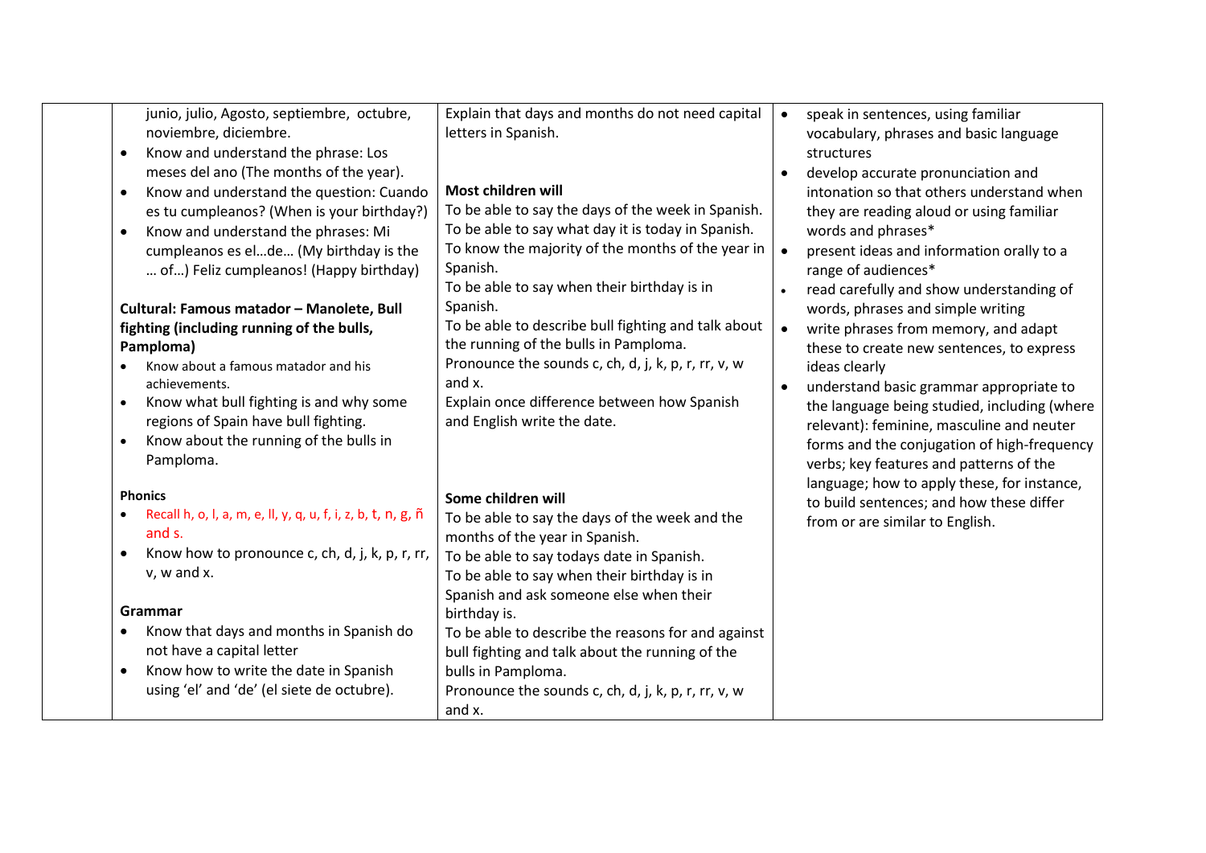| | | | |
|---|---|---|---|
| | junio, julio, Agosto, septiembre, octubre, noviembre, diciembre.<br>• Know and understand the phrase: Los meses del ano (The months of the year).<br>• Know and understand the question: Cuando es tu cumpleanos? (When is your birthday?)<br>• Know and understand the phrases: Mi cumpleanos es el…de… (My birthday is the … of…) Feliz cumpleanos! (Happy birthday)<br><br>**Cultural: Famous matador – Manolete, Bull fighting (including running of the bulls, Pamploma)**<br>• Know about a famous matador and his achievements.<br>• Know what bull fighting is and why some regions of Spain have bull fighting.<br>• Know about the running of the bulls in Pamploma.<br><br>**Phonics**<br>• Recall h, o, l, a, m, e, ll, y, q, u, f, i, z, b, t, n, g, ñ and s.<br>• Know how to pronounce c, ch, d, j, k, p, r, rr, v, w and x.<br><br>**Grammar**<br>• Know that days and months in Spanish do not have a capital letter<br>• Know how to write the date in Spanish using 'el' and 'de' (el siete de octubre). | Explain that days and months do not need capital letters in Spanish.<br><br>**Most children will**<br>To be able to say the days of the week in Spanish.<br>To be able to say what day it is today in Spanish.<br>To know the majority of the months of the year in Spanish.<br>To be able to say when their birthday is in Spanish.<br>To be able to describe bull fighting and talk about the running of the bulls in Pamploma.<br>Pronounce the sounds c, ch, d, j, k, p, r, rr, v, w and x.<br>Explain once difference between how Spanish and English write the date.<br><br>**Some children will**<br>To be able to say the days of the week and the months of the year in Spanish.<br>To be able to say todays date in Spanish.<br>To be able to say when their birthday is in Spanish and ask someone else when their birthday is.<br>To be able to describe the reasons for and against bull fighting and talk about the running of the bulls in Pamploma.<br>Pronounce the sounds c, ch, d, j, k, p, r, rr, v, w and x. | • speak in sentences, using familiar vocabulary, phrases and basic language structures<br>• develop accurate pronunciation and intonation so that others understand when they are reading aloud or using familiar words and phrases*<br>• present ideas and information orally to a range of audiences*<br>• read carefully and show understanding of words, phrases and simple writing<br>• write phrases from memory, and adapt these to create new sentences, to express ideas clearly<br>• understand basic grammar appropriate to the language being studied, including (where relevant): feminine, masculine and neuter forms and the conjugation of high-frequency verbs; key features and patterns of the language; how to apply these, for instance, to build sentences; and how these differ from or are similar to English. |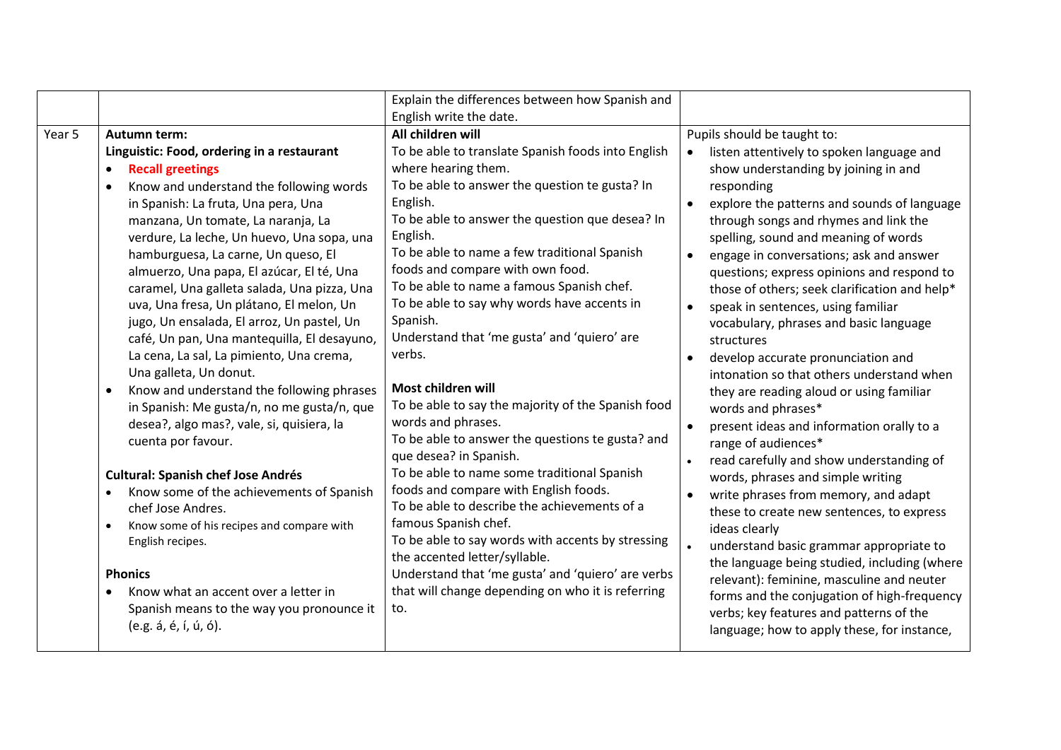| | | | |
|---|---|---|---|
| | | Explain the differences between how Spanish and English write the date. | |
| Year 5 | **Autumn term:**<br>**Linguistic: Food, ordering in a restaurant**<br>• **Recall greetings**<br>• Know and understand the following words in Spanish: La fruta, Una pera, Una manzana, Un tomate, La naranja, La verdure, La leche, Un huevo, Una sopa, una hamburguesa, La carne, Un queso, El almuerzo, Una papa, El azúcar, El té, Una caramel, Una galleta salada, Una pizza, Una uva, Una fresa, Un plátano, El melon, Un jugo, Un ensalada, El arroz, Un pastel, Un café, Un pan, Una mantequilla, El desayuno, La cena, La sal, La pimiento, Una crema, Una galleta, Un donut.<br>• Know and understand the following phrases in Spanish: Me gusta/n, no me gusta/n, que desea?, algo mas?, vale, si, quisiera, la cuenta por favour.<br><br>**Cultural: Spanish chef Jose Andrés**<br>• Know some of the achievements of Spanish chef Jose Andres.<br>• Know some of his recipes and compare with English recipes.<br><br>**Phonics**<br>• Know what an accent over a letter in Spanish means to the way you pronounce it (e.g. á, é, í, ú, ó). | **All children will**<br>To be able to translate Spanish foods into English where hearing them.<br>To be able to answer the question te gusta? In English.<br>To be able to answer the question que desea? In English.<br>To be able to name a few traditional Spanish foods and compare with own food.<br>To be able to name a famous Spanish chef.<br>To be able to say why words have accents in Spanish.<br>Understand that 'me gusta' and 'quiero' are verbs.<br><br>**Most children will**<br>To be able to say the majority of the Spanish food words and phrases.<br>To be able to answer the questions te gusta? and que desea? in Spanish.<br>To be able to name some traditional Spanish foods and compare with English foods.<br>To be able to describe the achievements of a famous Spanish chef.<br>To be able to say words with accents by stressing the accented letter/syllable.<br>Understand that 'me gusta' and 'quiero' are verbs that will change depending on who it is referring to. | Pupils should be taught to:<br>• listen attentively to spoken language and show understanding by joining in and responding<br>• explore the patterns and sounds of language through songs and rhymes and link the spelling, sound and meaning of words<br>• engage in conversations; ask and answer questions; express opinions and respond to those of others; seek clarification and help*<br>• speak in sentences, using familiar vocabulary, phrases and basic language structures<br>• develop accurate pronunciation and intonation so that others understand when they are reading aloud or using familiar words and phrases*<br>• present ideas and information orally to a range of audiences*<br>• read carefully and show understanding of words, phrases and simple writing<br>• write phrases from memory, and adapt these to create new sentences, to express ideas clearly<br>• understand basic grammar appropriate to the language being studied, including (where relevant): feminine, masculine and neuter forms and the conjugation of high-frequency verbs; key features and patterns of the language; how to apply these, for instance, |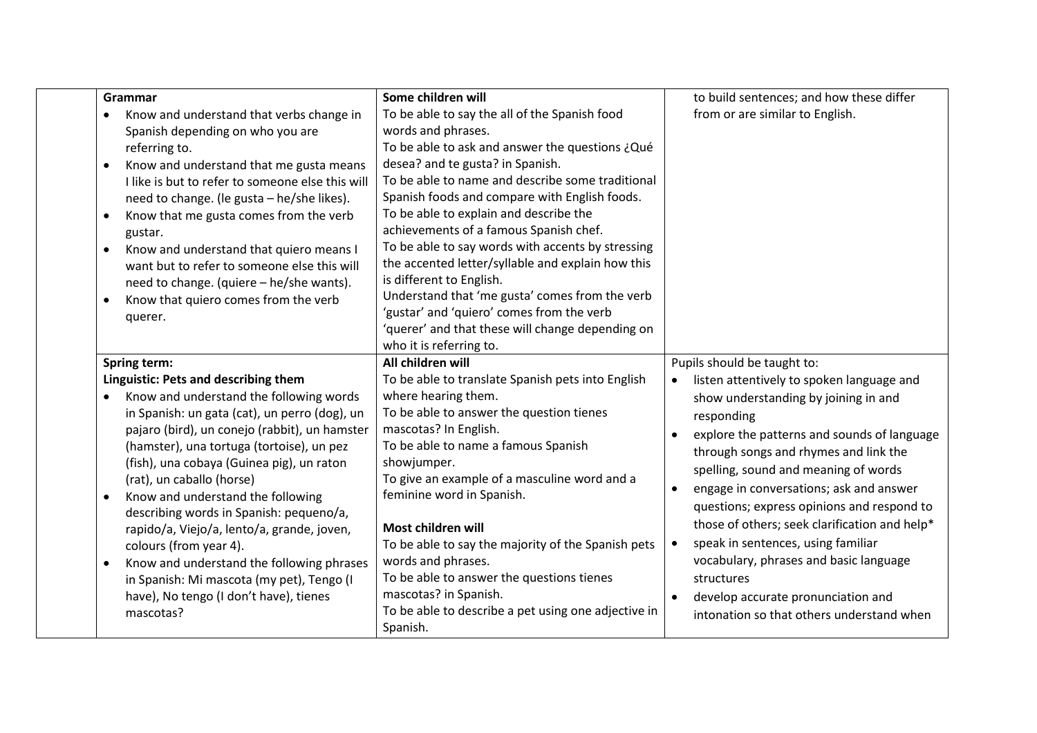| | | | |
|---|---|---|---|
| | **Grammar**<br>• Know and understand that verbs change in Spanish depending on who you are referring to.<br>• Know and understand that me gusta means I like is but to refer to someone else this will need to change. (le gusta – he/she likes).<br>• Know that me gusta comes from the verb gustar.<br>• Know and understand that quiero means I want but to refer to someone else this will need to change. (quiere – he/she wants).<br>• Know that quiero comes from the verb querer. | **Some children will**<br>To be able to say the all of the Spanish food words and phrases.<br>To be able to ask and answer the questions ¿Qué desea? and te gusta? in Spanish.<br>To be able to name and describe some traditional Spanish foods and compare with English foods.<br>To be able to explain and describe the achievements of a famous Spanish chef.<br>To be able to say words with accents by stressing the accented letter/syllable and explain how this is different to English.<br>Understand that 'me gusta' comes from the verb 'gustar' and 'quiero' comes from the verb 'querer' and that these will change depending on who it is referring to. | to build sentences; and how these differ from or are similar to English. |
| | **Spring term:**<br>**Linguistic: Pets and describing them**<br>• Know and understand the following words in Spanish: un gata (cat), un perro (dog), un pajaro (bird), un conejo (rabbit), un hamster (hamster), una tortuga (tortoise), un pez (fish), una cobaya (Guinea pig), un raton (rat), un caballo (horse)<br>• Know and understand the following describing words in Spanish: pequeno/a, rapido/a, Viejo/a, lento/a, grande, joven, colours (from year 4).<br>• Know and understand the following phrases in Spanish: Mi mascota (my pet), Tengo (I have), No tengo (I don't have), tienes mascotas? | **All children will**<br>To be able to translate Spanish pets into English where hearing them.<br>To be able to answer the question tienes mascotas? In English.<br>To be able to name a famous Spanish showjumper.<br>To give an example of a masculine word and a feminine word in Spanish.<br><br>**Most children will**<br>To be able to say the majority of the Spanish pets words and phrases.<br>To be able to answer the questions tienes mascotas? in Spanish.<br>To be able to describe a pet using one adjective in Spanish. | Pupils should be taught to:<br>• listen attentively to spoken language and show understanding by joining in and responding<br>• explore the patterns and sounds of language through songs and rhymes and link the spelling, sound and meaning of words<br>• engage in conversations; ask and answer questions; express opinions and respond to those of others; seek clarification and help*<br>• speak in sentences, using familiar vocabulary, phrases and basic language structures<br>• develop accurate pronunciation and intonation so that others understand when |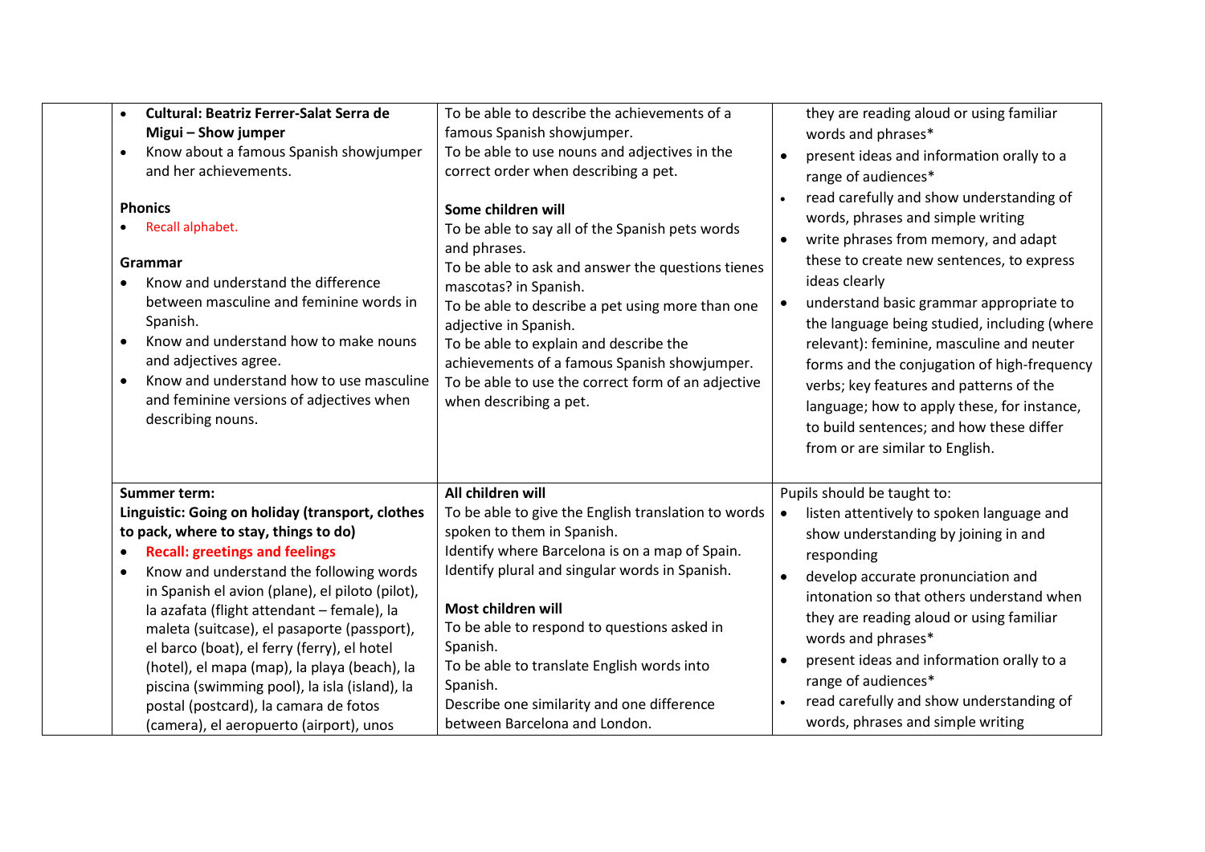|  | Content | Learning objectives | National Curriculum |
|---|---|---|---|
|  | • **Cultural: Beatriz Ferrer-Salat Serra de Migui – Show jumper**<br>• Know about a famous Spanish showjumper and her achievements.<br><br>**Phonics**<br>• Recall alphabet.<br><br>**Grammar**<br>• Know and understand the difference between masculine and feminine words in Spanish.<br>• Know and understand how to make nouns and adjectives agree.<br>• Know and understand how to use masculine and feminine versions of adjectives when describing nouns. | To be able to describe the achievements of a famous Spanish showjumper.<br>To be able to use nouns and adjectives in the correct order when describing a pet.<br><br>**Some children will**<br>To be able to say all of the Spanish pets words and phrases.<br>To be able to ask and answer the questions tienes mascotas? in Spanish.<br>To be able to describe a pet using more than one adjective in Spanish.<br>To be able to explain and describe the achievements of a famous Spanish showjumper.<br>To be able to use the correct form of an adjective when describing a pet. | they are reading aloud or using familiar words and phrases*<br>• present ideas and information orally to a range of audiences*<br>• read carefully and show understanding of words, phrases and simple writing<br>• write phrases from memory, and adapt these to create new sentences, to express ideas clearly<br>• understand basic grammar appropriate to the language being studied, including (where relevant): feminine, masculine and neuter forms and the conjugation of high-frequency verbs; key features and patterns of the language; how to apply these, for instance, to build sentences; and how these differ from or are similar to English. |
|  | **Summer term:**<br>**Linguistic: Going on holiday (transport, clothes to pack, where to stay, things to do)**<br>• **Recall: greetings and feelings**<br>• Know and understand the following words in Spanish el avion (plane), el piloto (pilot), la azafata (flight attendant – female), la maleta (suitcase), el pasaporte (passport), el barco (boat), el ferry (ferry), el hotel (hotel), el mapa (map), la playa (beach), la piscina (swimming pool), la isla (island), la postal (postcard), la camara de fotos (camera), el aeropuerto (airport), unos | **All children will**<br>To be able to give the English translation to words spoken to them in Spanish.<br>Identify where Barcelona is on a map of Spain.<br>Identify plural and singular words in Spanish.<br><br>**Most children will**<br>To be able to respond to questions asked in Spanish.<br>To be able to translate English words into Spanish.<br>Describe one similarity and one difference between Barcelona and London. | Pupils should be taught to:<br>• listen attentively to spoken language and show understanding by joining in and responding<br>• develop accurate pronunciation and intonation so that others understand when they are reading aloud or using familiar words and phrases*<br>• present ideas and information orally to a range of audiences*<br>• read carefully and show understanding of words, phrases and simple writing |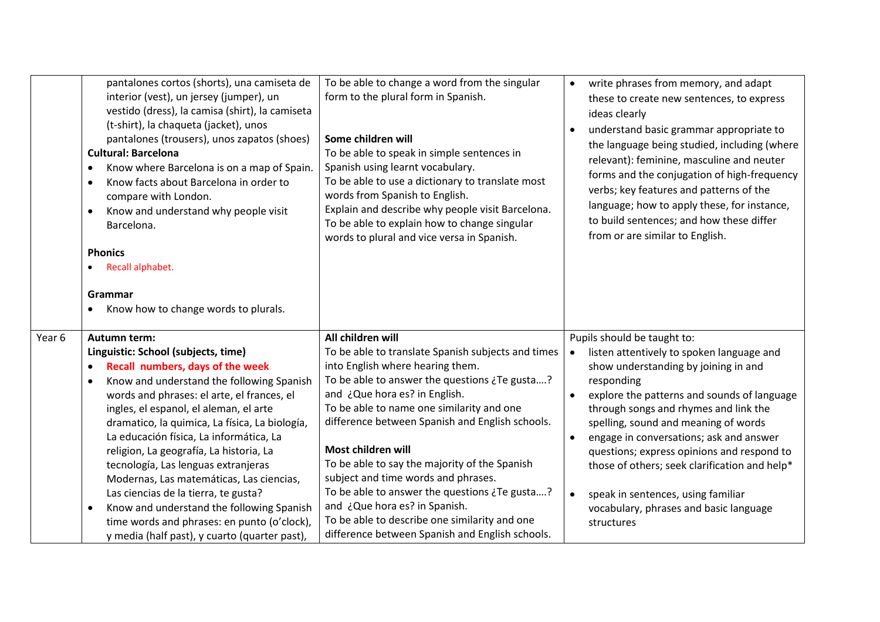| | | | |
|---|---|---|---|
| | pantalones cortos (shorts), una camiseta de interior (vest), un jersey (jumper), un vestido (dress), la camisa (shirt), la camiseta (t-shirt), la chaqueta (jacket), unos pantalones (trousers), unos zapatos (shoes)<br>**Cultural: Barcelona**<br>• Know where Barcelona is on a map of Spain.<br>• Know facts about Barcelona in order to compare with London.<br>• Know and understand why people visit Barcelona.<br><br>**Phonics**<br>• Recall alphabet.<br><br>**Grammar**<br>• Know how to change words to plurals. | To be able to change a word from the singular form to the plural form in Spanish.<br><br>**Some children will**<br>To be able to speak in simple sentences in Spanish using learnt vocabulary.<br>To be able to use a dictionary to translate most words from Spanish to English.<br>Explain and describe why people visit Barcelona.<br>To be able to explain how to change singular words to plural and vice versa in Spanish. | • write phrases from memory, and adapt these to create new sentences, to express ideas clearly<br>• understand basic grammar appropriate to the language being studied, including (where relevant): feminine, masculine and neuter forms and the conjugation of high-frequency verbs; key features and patterns of the language; how to apply these, for instance, to build sentences; and how these differ from or are similar to English. |
| Year 6 | **Autumn term:**<br>**Linguistic: School (subjects, time)**<br>• **Recall numbers, days of the week**<br>• Know and understand the following Spanish words and phrases: el arte, el frances, el ingles, el espanol, el aleman, el arte dramatico, la quimica, La física, La biología, La educación física, La informática, La religion, La geografía, La historia, La tecnología, Las lenguas extranjeras Modernas, Las matemáticas, Las ciencias, Las ciencias de la tierra, te gusta?<br>• Know and understand the following Spanish time words and phrases: en punto (o'clock), y media (half past), y cuarto (quarter past), | **All children will**<br>To be able to translate Spanish subjects and times into English where hearing them.<br>To be able to answer the questions ¿Te gusta….? and ¿Que hora es? in English.<br>To be able to name one similarity and one difference between Spanish and English schools.<br><br>**Most children will**<br>To be able to say the majority of the Spanish subject and time words and phrases.<br>To be able to answer the questions ¿Te gusta….? and ¿Que hora es? in Spanish.<br>To be able to describe one similarity and one difference between Spanish and English schools. | Pupils should be taught to:<br>• listen attentively to spoken language and show understanding by joining in and responding<br>• explore the patterns and sounds of language through songs and rhymes and link the spelling, sound and meaning of words<br>• engage in conversations; ask and answer questions; express opinions and respond to those of others; seek clarification and help*<br>• speak in sentences, using familiar vocabulary, phrases and basic language structures |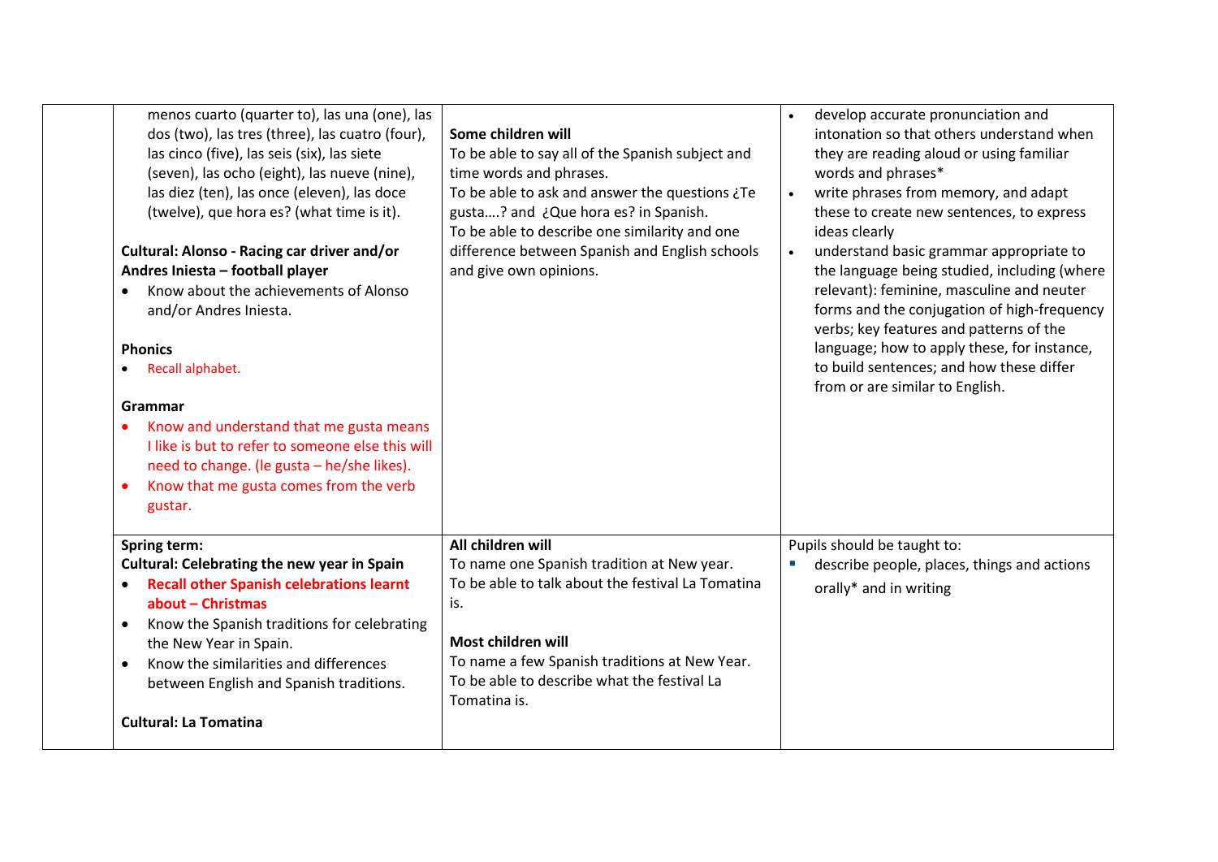| | | | |
|---|---|---|---|
| | menos cuarto (quarter to), las una (one), las dos (two), las tres (three), las cuatro (four), las cinco (five), las seis (six), las siete (seven), las ocho (eight), las nueve (nine), las diez (ten), las once (eleven), las doce (twelve), que hora es? (what time is it).<br><br>**Cultural: Alonso - Racing car driver and/or Andres Iniesta – football player**<br>• Know about the achievements of Alonso and/or Andres Iniesta.<br><br>**Phonics**<br>• Recall alphabet.<br><br>**Grammar**<br>• Know and understand that me gusta means I like is but to refer to someone else this will need to change. (le gusta – he/she likes).<br>• Know that me gusta comes from the verb gustar. | **Some children will**<br>To be able to say all of the Spanish subject and time words and phrases.<br>To be able to ask and answer the questions ¿Te gusta….? and ¿Que hora es? in Spanish.<br>To be able to describe one similarity and one difference between Spanish and English schools and give own opinions. | • develop accurate pronunciation and intonation so that others understand when they are reading aloud or using familiar words and phrases*<br>• write phrases from memory, and adapt these to create new sentences, to express ideas clearly<br>• understand basic grammar appropriate to the language being studied, including (where relevant): feminine, masculine and neuter forms and the conjugation of high-frequency verbs; key features and patterns of the language; how to apply these, for instance, to build sentences; and how these differ from or are similar to English. |
| | **Spring term:**<br>**Cultural: Celebrating the new year in Spain**<br>• **Recall other Spanish celebrations learnt about – Christmas**<br>• Know the Spanish traditions for celebrating the New Year in Spain.<br>• Know the similarities and differences between English and Spanish traditions.<br><br>**Cultural: La Tomatina** | **All children will**<br>To name one Spanish tradition at New year.<br>To be able to talk about the festival La Tomatina is.<br><br>**Most children will**<br>To name a few Spanish traditions at New Year.<br>To be able to describe what the festival La Tomatina is. | Pupils should be taught to:<br>• describe people, places, things and actions orally* and in writing |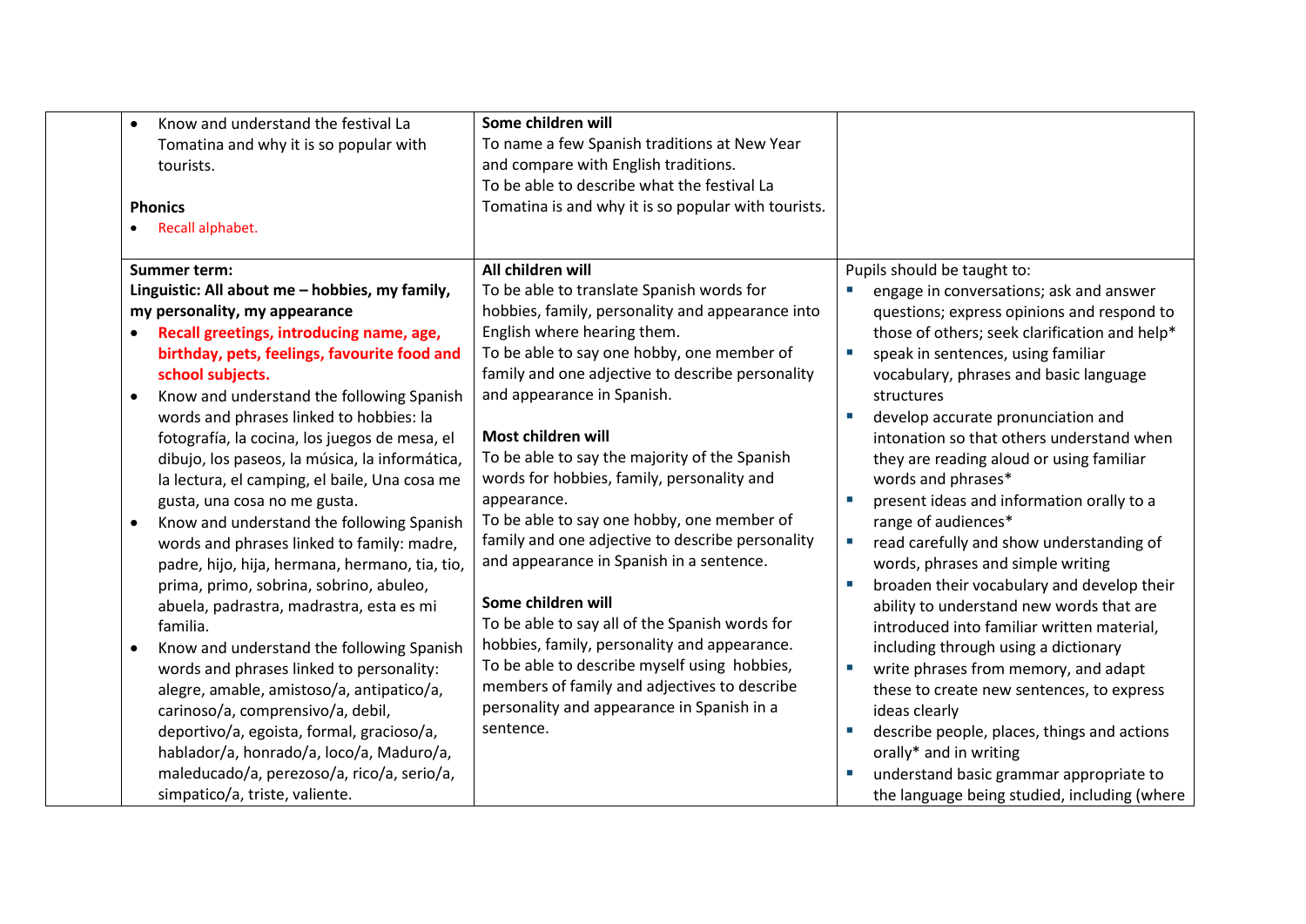| | | | |
|---|---|---|---|
| | • Know and understand the festival La Tomatina and why it is so popular with tourists.<br><br>**Phonics**<br>• Recall alphabet. | **Some children will**<br>To name a few Spanish traditions at New Year and compare with English traditions.<br>To be able to describe what the festival La Tomatina is and why it is so popular with tourists. | |
| | **Summer term:**<br>**Linguistic: All about me – hobbies, my family, my personality, my appearance**<br>• **Recall greetings, introducing name, age, birthday, pets, feelings, favourite food and school subjects.**<br>• Know and understand the following Spanish words and phrases linked to hobbies: la fotografía, la cocina, los juegos de mesa, el dibujo, los paseos, la música, la informática, la lectura, el camping, el baile, Una cosa me gusta, una cosa no me gusta.<br>• Know and understand the following Spanish words and phrases linked to family: madre, padre, hijo, hija, hermana, hermano, tia, tio, prima, primo, sobrina, sobrino, abuleo, abuela, padrastra, madrastra, esta es mi familia.<br>• Know and understand the following Spanish words and phrases linked to personality: alegre, amable, amistoso/a, antipatico/a, carinoso/a, comprensivo/a, debil, deportivo/a, egoista, formal, gracioso/a, hablador/a, honrado/a, loco/a, Maduro/a, maleducado/a, perezoso/a, rico/a, serio/a, simpatico/a, triste, valiente. | **All children will**<br>To be able to translate Spanish words for hobbies, family, personality and appearance into English where hearing them.<br>To be able to say one hobby, one member of family and one adjective to describe personality and appearance in Spanish.<br><br>**Most children will**<br>To be able to say the majority of the Spanish words for hobbies, family, personality and appearance.<br>To be able to say one hobby, one member of family and one adjective to describe personality and appearance in Spanish in a sentence.<br><br>**Some children will**<br>To be able to say all of the Spanish words for hobbies, family, personality and appearance.<br>To be able to describe myself using hobbies, members of family and adjectives to describe personality and appearance in Spanish in a sentence. | Pupils should be taught to:<br>▪ engage in conversations; ask and answer questions; express opinions and respond to those of others; seek clarification and help*<br>▪ speak in sentences, using familiar vocabulary, phrases and basic language structures<br>▪ develop accurate pronunciation and intonation so that others understand when they are reading aloud or using familiar words and phrases*<br>▪ present ideas and information orally to a range of audiences*<br>▪ read carefully and show understanding of words, phrases and simple writing<br>▪ broaden their vocabulary and develop their ability to understand new words that are introduced into familiar written material, including through using a dictionary<br>▪ write phrases from memory, and adapt these to create new sentences, to express ideas clearly<br>▪ describe people, places, things and actions orally* and in writing<br>▪ understand basic grammar appropriate to the language being studied, including (where |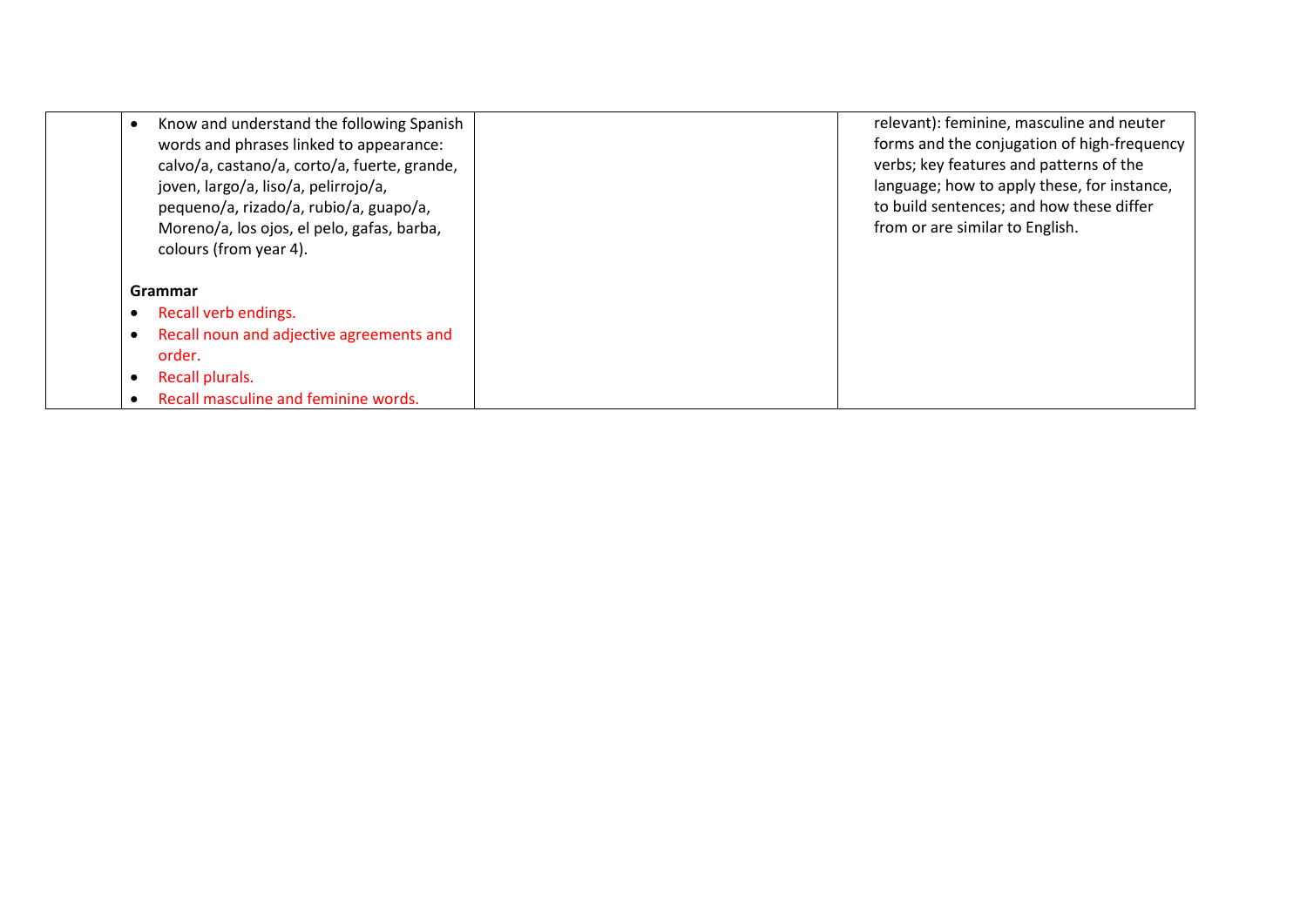| | | | |
|---|---|---|---|
| | • Know and understand the following Spanish words and phrases linked to appearance: calvo/a, castano/a, corto/a, fuerte, grande, joven, largo/a, liso/a, pelirrojo/a, pequeno/a, rizado/a, rubio/a, guapo/a, Moreno/a, los ojos, el pelo, gafas, barba, colours (from year 4).<br><br>**Grammar**<br>• Recall verb endings.<br>• Recall noun and adjective agreements and order.<br>• Recall plurals.<br>• Recall masculine and feminine words. | | relevant): feminine, masculine and neuter forms and the conjugation of high-frequency verbs; key features and patterns of the language; how to apply these, for instance, to build sentences; and how these differ from or are similar to English. |